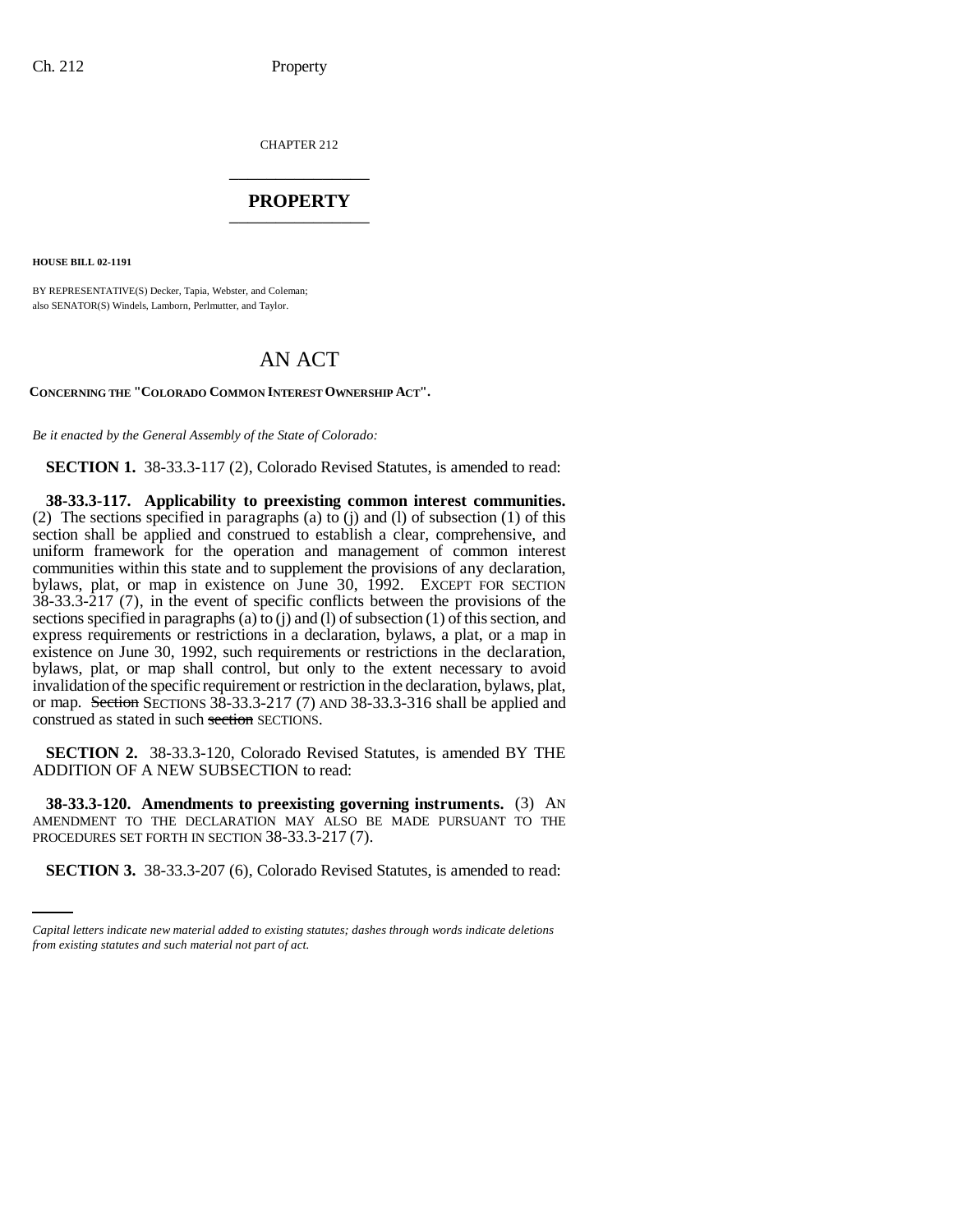CHAPTER 212

# PROPERTY

**HOUSE BILL 02-1191**

BY REPRESENTATIVE(S) Decker, Tapia, Webster, and Coleman;
also SENATOR(S) Windels, Lamborn, Perlmutter, and Taylor.

## AN ACT

**CONCERNING THE "COLORADO COMMON INTEREST OWNERSHIP ACT".**

*Be it enacted by the General Assembly of the State of Colorado:*

**SECTION 1.** 38-33.3-117 (2), Colorado Revised Statutes, is amended to read:

**38-33.3-117. Applicability to preexisting common interest communities.** (2) The sections specified in paragraphs (a) to (j) and (l) of subsection (1) of this section shall be applied and construed to establish a clear, comprehensive, and uniform framework for the operation and management of common interest communities within this state and to supplement the provisions of any declaration, bylaws, plat, or map in existence on June 30, 1992. EXCEPT FOR SECTION 38-33.3-217 (7), in the event of specific conflicts between the provisions of the sections specified in paragraphs (a) to (j) and (l) of subsection (1) of this section, and express requirements or restrictions in a declaration, bylaws, a plat, or a map in existence on June 30, 1992, such requirements or restrictions in the declaration, bylaws, plat, or map shall control, but only to the extent necessary to avoid invalidation of the specific requirement or restriction in the declaration, bylaws, plat, or map. ~~Section~~ SECTIONS 38-33.3-217 (7) AND 38-33.3-316 shall be applied and construed as stated in such ~~section~~ SECTIONS.

**SECTION 2.** 38-33.3-120, Colorado Revised Statutes, is amended BY THE ADDITION OF A NEW SUBSECTION to read:

**38-33.3-120. Amendments to preexisting governing instruments.** (3) AN AMENDMENT TO THE DECLARATION MAY ALSO BE MADE PURSUANT TO THE PROCEDURES SET FORTH IN SECTION 38-33.3-217 (7).

**SECTION 3.** 38-33.3-207 (6), Colorado Revised Statutes, is amended to read:

*Capital letters indicate new material added to existing statutes; dashes through words indicate deletions from existing statutes and such material not part of act.*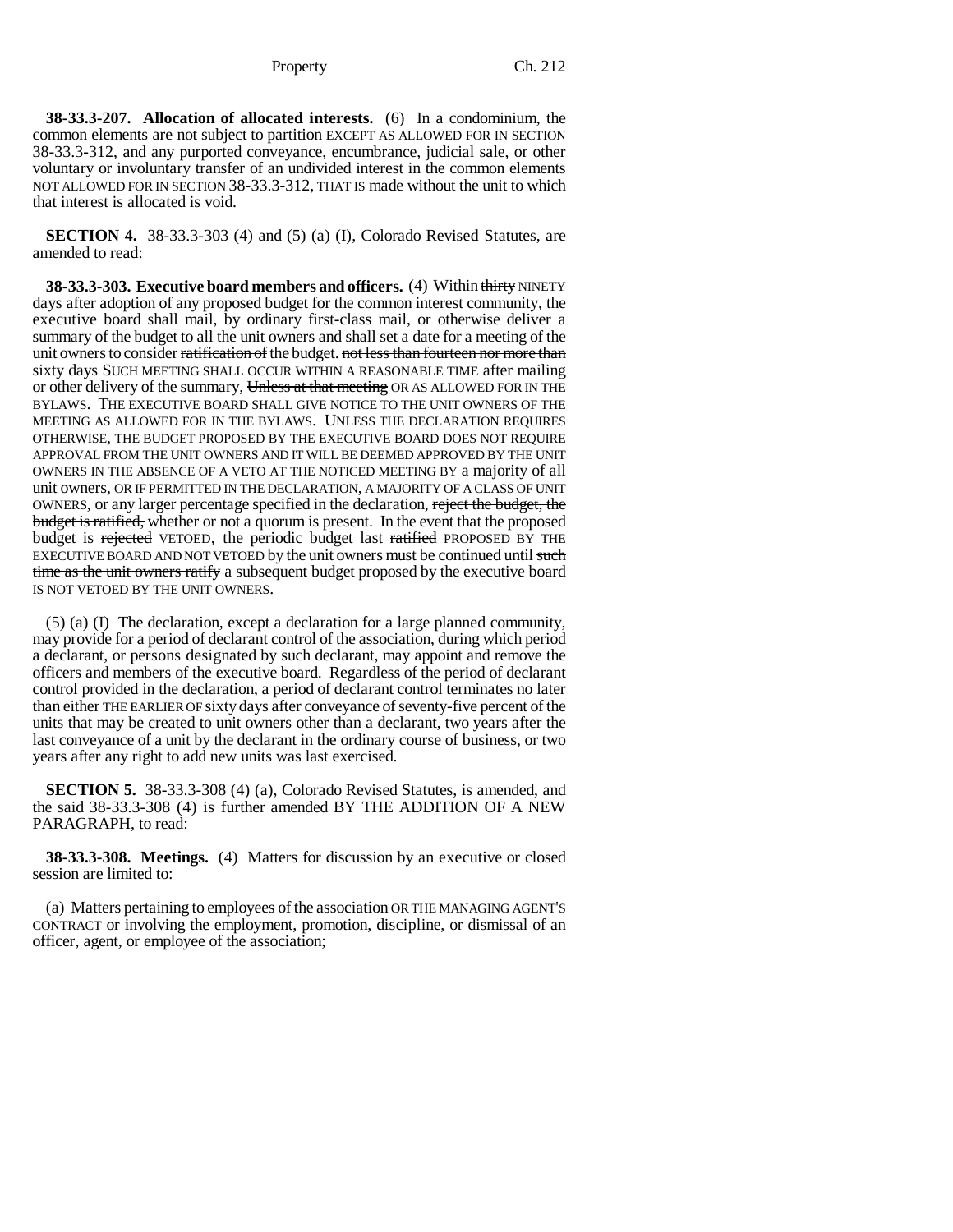**38-33.3-207. Allocation of allocated interests.** (6) In a condominium, the common elements are not subject to partition EXCEPT AS ALLOWED FOR IN SECTION 38-33.3-312, and any purported conveyance, encumbrance, judicial sale, or other voluntary or involuntary transfer of an undivided interest in the common elements NOT ALLOWED FOR IN SECTION 38-33.3-312, THAT IS made without the unit to which that interest is allocated is void.

**SECTION 4.** 38-33.3-303 (4) and (5) (a) (I), Colorado Revised Statutes, are amended to read:

**38-33.3-303. Executive board members and officers.** (4) Within ~~thirty~~ NINETY days after adoption of any proposed budget for the common interest community, the executive board shall mail, by ordinary first-class mail, or otherwise deliver a summary of the budget to all the unit owners and shall set a date for a meeting of the unit owners to consider ~~ratification of~~ the budget. ~~not less than fourteen nor more than sixty days~~ SUCH MEETING SHALL OCCUR WITHIN A REASONABLE TIME after mailing or other delivery of the summary, ~~Unless at that meeting~~ OR AS ALLOWED FOR IN THE BYLAWS. THE EXECUTIVE BOARD SHALL GIVE NOTICE TO THE UNIT OWNERS OF THE MEETING AS ALLOWED FOR IN THE BYLAWS. UNLESS THE DECLARATION REQUIRES OTHERWISE, THE BUDGET PROPOSED BY THE EXECUTIVE BOARD DOES NOT REQUIRE APPROVAL FROM THE UNIT OWNERS AND IT WILL BE DEEMED APPROVED BY THE UNIT OWNERS IN THE ABSENCE OF A VETO AT THE NOTICED MEETING BY a majority of all unit owners, OR IF PERMITTED IN THE DECLARATION, A MAJORITY OF A CLASS OF UNIT OWNERS, or any larger percentage specified in the declaration, ~~reject the budget, the budget is ratified,~~ whether or not a quorum is present. In the event that the proposed budget is ~~rejected~~ VETOED, the periodic budget last ~~ratified~~ PROPOSED BY THE EXECUTIVE BOARD AND NOT VETOED by the unit owners must be continued until ~~such time as the unit owners ratify~~ a subsequent budget proposed by the executive board IS NOT VETOED BY THE UNIT OWNERS.

(5) (a) (I) The declaration, except a declaration for a large planned community, may provide for a period of declarant control of the association, during which period a declarant, or persons designated by such declarant, may appoint and remove the officers and members of the executive board. Regardless of the period of declarant control provided in the declaration, a period of declarant control terminates no later than ~~either~~ THE EARLIER OF sixty days after conveyance of seventy-five percent of the units that may be created to unit owners other than a declarant, two years after the last conveyance of a unit by the declarant in the ordinary course of business, or two years after any right to add new units was last exercised.

**SECTION 5.** 38-33.3-308 (4) (a), Colorado Revised Statutes, is amended, and the said 38-33.3-308 (4) is further amended BY THE ADDITION OF A NEW PARAGRAPH, to read:

**38-33.3-308. Meetings.** (4) Matters for discussion by an executive or closed session are limited to:

(a) Matters pertaining to employees of the association OR THE MANAGING AGENT'S CONTRACT or involving the employment, promotion, discipline, or dismissal of an officer, agent, or employee of the association;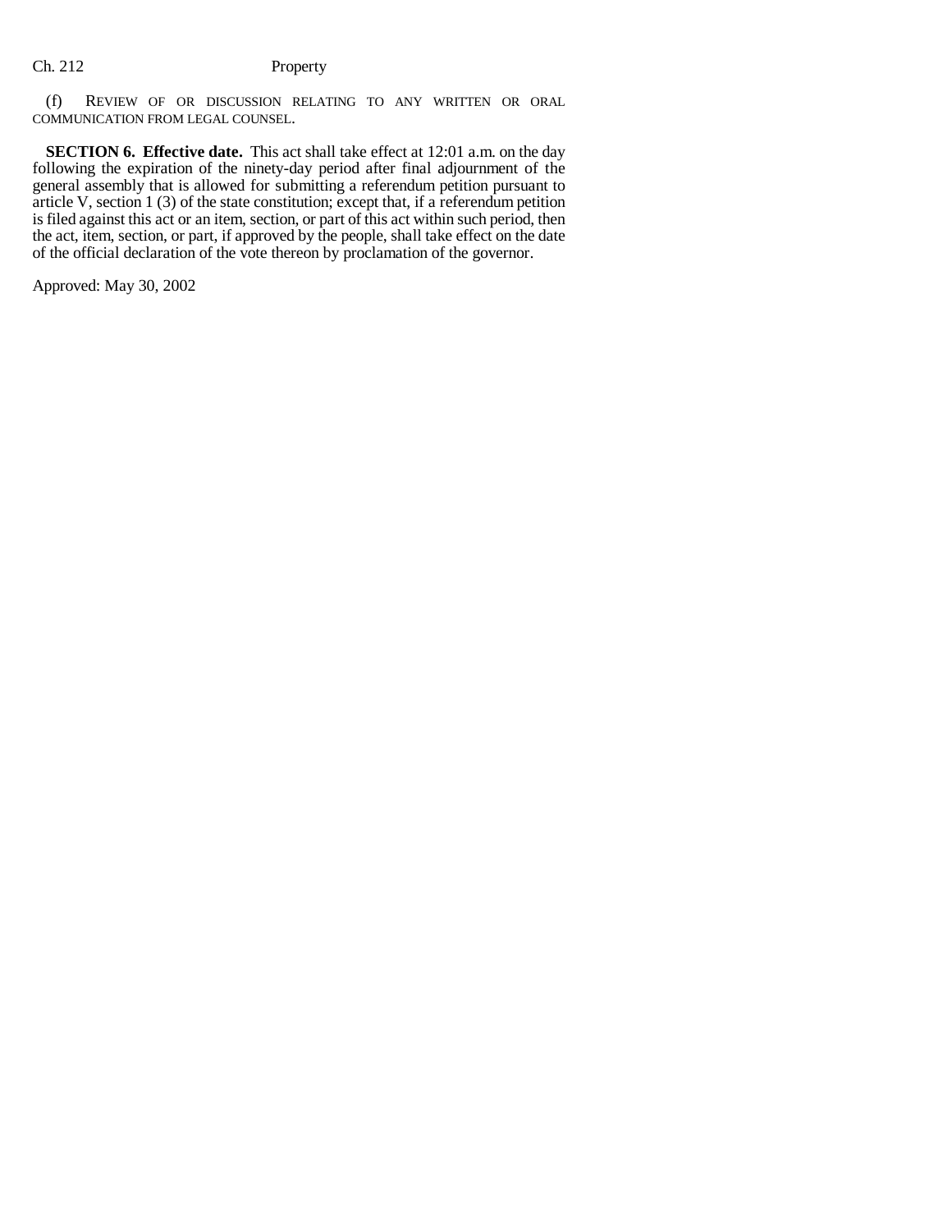(f) REVIEW OF OR DISCUSSION RELATING TO ANY WRITTEN OR ORAL COMMUNICATION FROM LEGAL COUNSEL.

**SECTION 6. Effective date.** This act shall take effect at 12:01 a.m. on the day following the expiration of the ninety-day period after final adjournment of the general assembly that is allowed for submitting a referendum petition pursuant to article V, section 1 (3) of the state constitution; except that, if a referendum petition is filed against this act or an item, section, or part of this act within such period, then the act, item, section, or part, if approved by the people, shall take effect on the date of the official declaration of the vote thereon by proclamation of the governor.

Approved: May 30, 2002